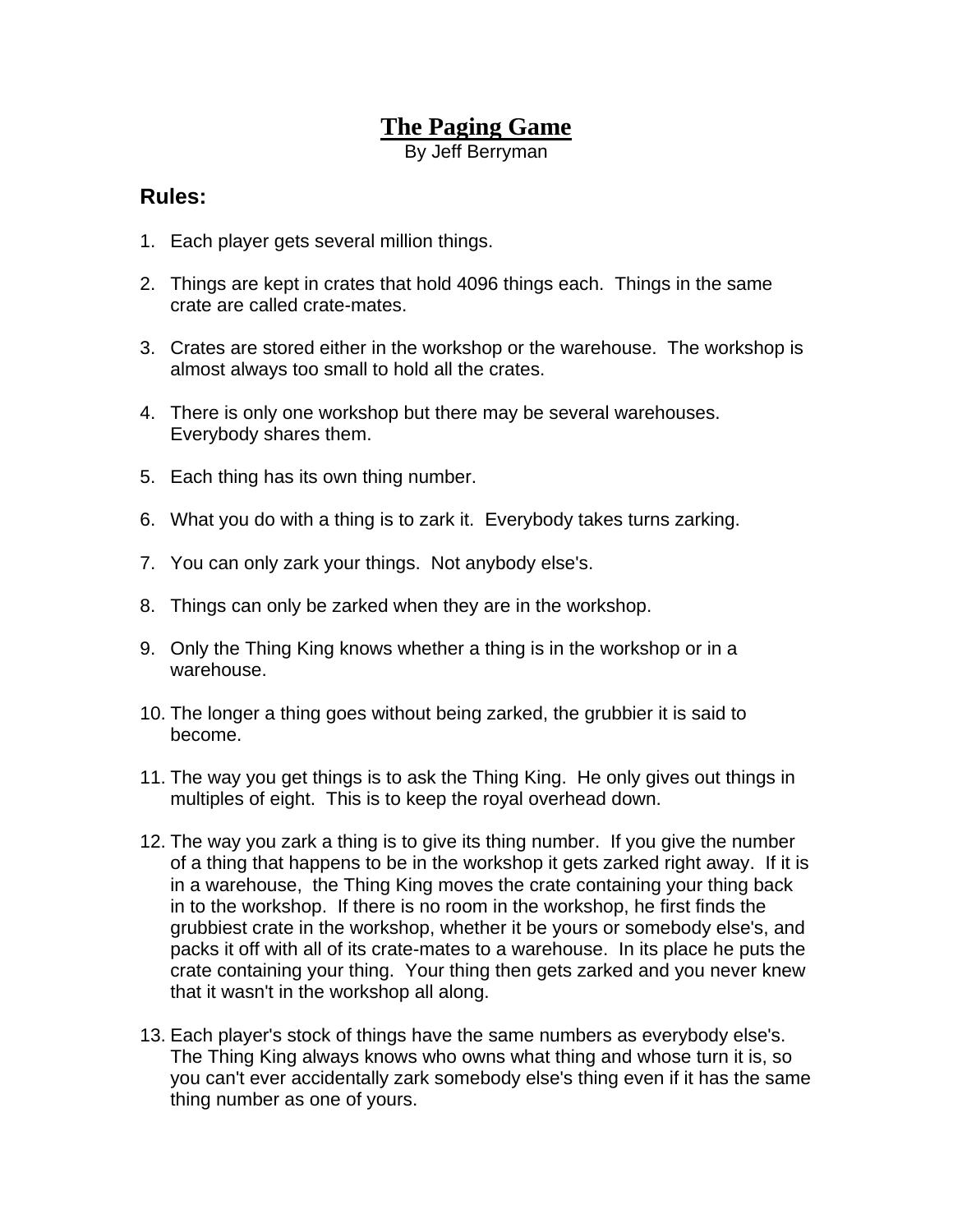# The Paging Game

By Jeff Berryman

## Rules:

1. Each player gets several million things.

2. Things are kept in crates that hold 4096 things each. Things in the same crate are called crate-mates.

3. Crates are stored either in the workshop or the warehouse. The workshop is almost always too small to hold all the crates.

4. There is only one workshop but there may be several warehouses. Everybody shares them.

5. Each thing has its own thing number.

6. What you do with a thing is to zark it. Everybody takes turns zarking.

7. You can only zark your things. Not anybody else's.

8. Things can only be zarked when they are in the workshop.

9. Only the Thing King knows whether a thing is in the workshop or in a warehouse.

10. The longer a thing goes without being zarked, the grubbier it is said to become.

11. The way you get things is to ask the Thing King. He only gives out things in multiples of eight. This is to keep the royal overhead down.

12. The way you zark a thing is to give its thing number. If you give the number of a thing that happens to be in the workshop it gets zarked right away. If it is in a warehouse, the Thing King moves the crate containing your thing back in to the workshop. If there is no room in the workshop, he first finds the grubbiest crate in the workshop, whether it be yours or somebody else's, and packs it off with all of its crate-mates to a warehouse. In its place he puts the crate containing your thing. Your thing then gets zarked and you never knew that it wasn't in the workshop all along.

13. Each player's stock of things have the same numbers as everybody else's. The Thing King always knows who owns what thing and whose turn it is, so you can't ever accidentally zark somebody else's thing even if it has the same thing number as one of yours.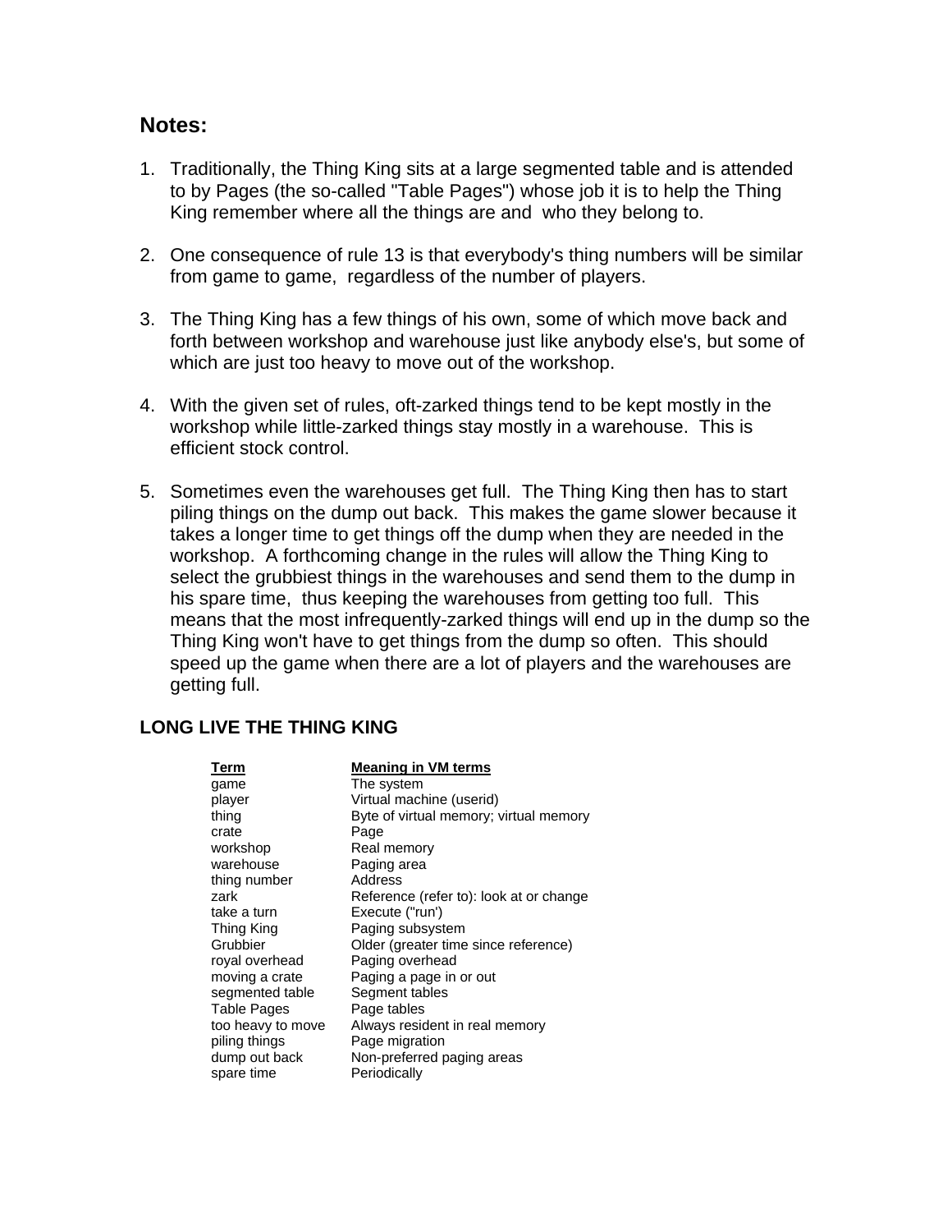## Notes:

1. Traditionally, the Thing King sits at a large segmented table and is attended to by Pages (the so-called "Table Pages") whose job it is to help the Thing King remember where all the things are and who they belong to.

2. One consequence of rule 13 is that everybody's thing numbers will be similar from game to game, regardless of the number of players.

3. The Thing King has a few things of his own, some of which move back and forth between workshop and warehouse just like anybody else's, but some of which are just too heavy to move out of the workshop.

4. With the given set of rules, oft-zarked things tend to be kept mostly in the workshop while little-zarked things stay mostly in a warehouse. This is efficient stock control.

5. Sometimes even the warehouses get full. The Thing King then has to start piling things on the dump out back. This makes the game slower because it takes a longer time to get things off the dump when they are needed in the workshop. A forthcoming change in the rules will allow the Thing King to select the grubbiest things in the warehouses and send them to the dump in his spare time, thus keeping the warehouses from getting too full. This means that the most infrequently-zarked things will end up in the dump so the Thing King won't have to get things from the dump so often. This should speed up the game when there are a lot of players and the warehouses are getting full.

### LONG LIVE THE THING KING

| Term | Meaning in VM terms |
|---|---|
| game | The system |
| player | Virtual machine (userid) |
| thing | Byte of virtual memory; virtual memory |
| crate | Page |
| workshop | Real memory |
| warehouse | Paging area |
| thing number | Address |
| zark | Reference (refer to): look at or change |
| take a turn | Execute ("run') |
| Thing King | Paging subsystem |
| Grubbier | Older (greater time since reference) |
| royal overhead | Paging overhead |
| moving a crate | Paging a page in or out |
| segmented table | Segment tables |
| Table Pages | Page tables |
| too heavy to move | Always resident in real memory |
| piling things | Page migration |
| dump out back | Non-preferred paging areas |
| spare time | Periodically |